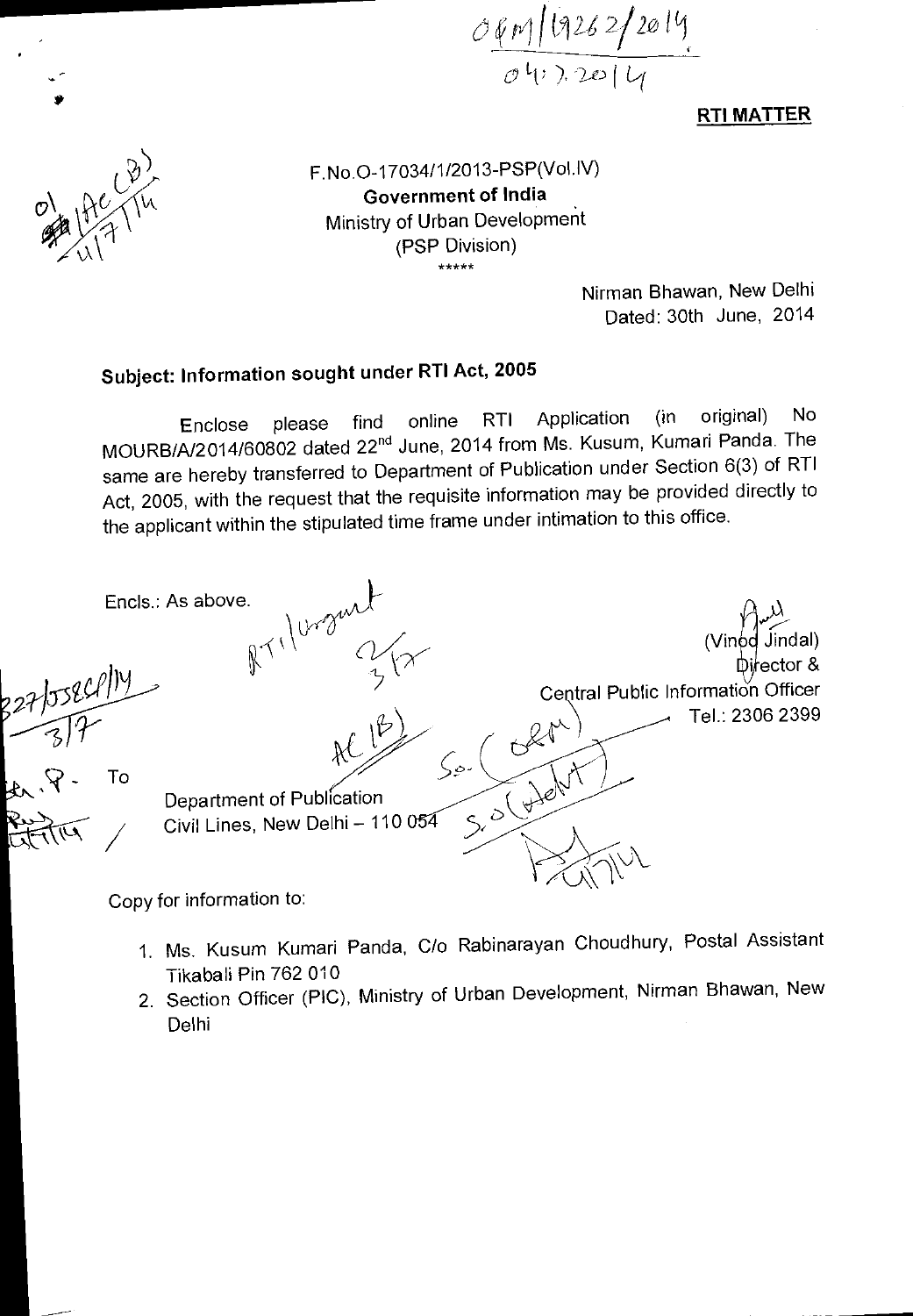RTI MATTER

F.No.O-17034/1/2013-PSP(Vol.IV)
**Government of India**
Ministry of Urban Development
(PSP Division)
\*\*\*\*\*

Nirman Bhawan, New Delhi
Dated: 30th June, 2014

**Subject: Information sought under RTI Act, 2005**

Enclose please find online RTI Application (in original) No MOURB/A/2014/60802 dated 22nd June, 2014 from Ms. Kusum, Kumari Panda. The same are hereby transferred to Department of Publication under Section 6(3) of RTI Act, 2005, with the request that the requisite information may be provided directly to the applicant within the stipulated time frame under intimation to this office.

Encls.: As above.

(Vinod Jindal)
Director &
Central Public Information Officer
Tel.: 2306 2399

To

Department of Publication
Civil Lines, New Delhi – 110 054

Copy for information to:

1. Ms. Kusum Kumari Panda, C/o Rabinarayan Choudhury, Postal Assistant Tikabali Pin 762 010
2. Section Officer (PIC), Ministry of Urban Development, Nirman Bhawan, New Delhi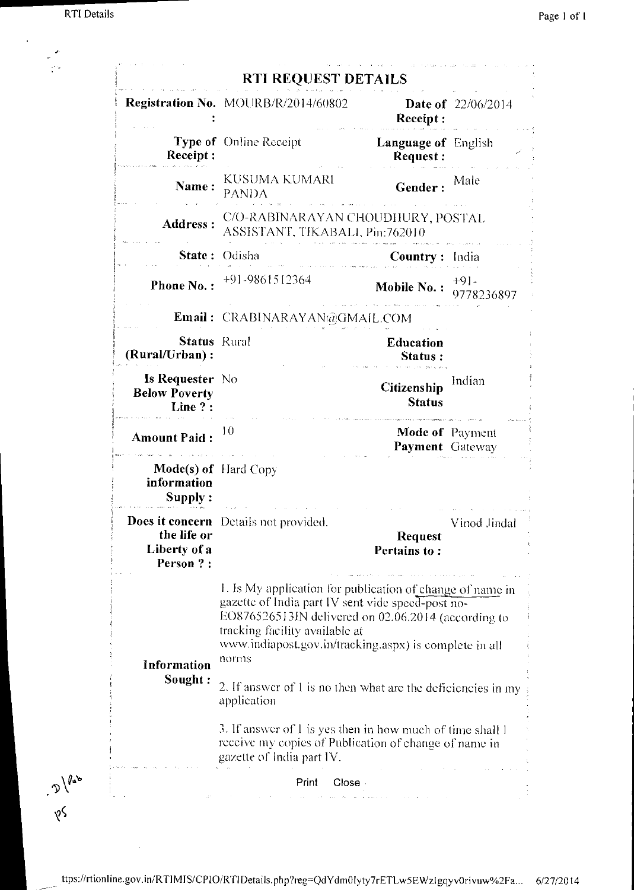# RTI REQUEST DETAILS

| | | | |
|---|---|---|---|
| **Registration No. :** | MOURB/R/2014/60802 | **Date of Receipt :** | 22/06/2014 |
| **Type of Receipt :** | Online Receipt | **Language of Request :** | English |
| **Name :** | KUSUMA KUMARI PANDA | **Gender :** | Male |
| **Address :** | C/O-RABINARAYAN CHOUDHURY, POSTAL ASSISTANT, TIKABALI, Pin:762010 | | |
| **State :** | Odisha | **Country :** | India |
| **Phone No. :** | +91-9861512364 | **Mobile No. :** | +91-9778236897 |
| **Email :** | CRABINARAYAN@GMAIL.COM | | |
| **Status (Rural/Urban) :** | Rural | **Education Status :** | |
| **Is Requester Below Poverty Line ? :** | No | **Citizenship Status** | Indian |
| **Amount Paid :** | 10 | **Mode of Payment** | Payment Gateway |
| **Mode(s) of information Supply :** | Hard Copy | | |
| **Does it concern the life or Liberty of a Person ? :** | Details not provided. | **Request Pertains to :** | Vinod Jindal |
| **Information Sought :** | 1. Is My application for publication of change of name in gazette of India part IV sent vide speed-post no-EO876526513IN delivered on 02.06.2014 (according to tracking facility available at www.indiapost.gov.in/tracking.aspx) is complete in all norms<br><br>2. If answer of 1 is no then what are the deficiencies in my application<br><br>3. If answer of 1 is yes then in how much of time shall I receive my copies of Publication of change of name in gazette of India part IV. | | |

Print Close

D/Pub
PS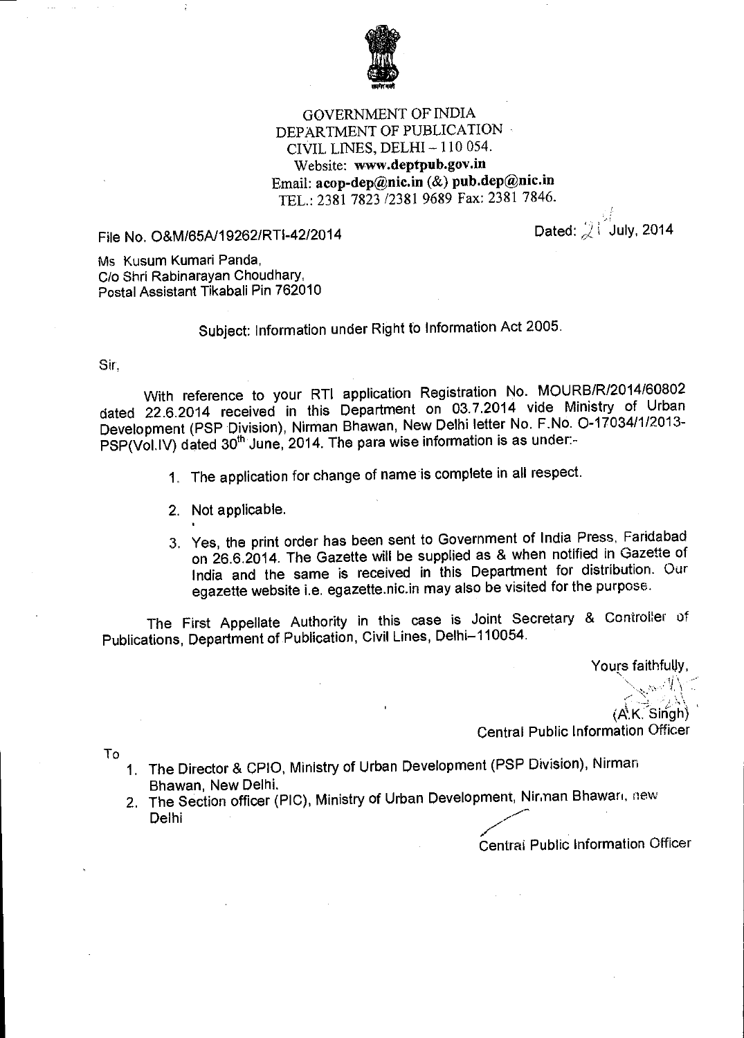GOVERNMENT OF INDIA
DEPARTMENT OF PUBLICATION
CIVIL LINES, DELHI – 110 054.
Website: **www.deptpub.gov.in**
Email: **acop-dep@nic.in (&) pub.dep@nic.in**
TEL.: 2381 7823 /2381 9689 Fax: 2381 7846.

File No. O&M/65A/19262/RTI-42/2014

Dated: 21 July, 2014

Ms Kusum Kumari Panda,
C/o Shri Rabinarayan Choudhary,
Postal Assistant Tikabali Pin 762010

Subject: Information under Right to Information Act 2005.

Sir,

With reference to your RTI application Registration No. MOURB/R/2014/60802 dated 22.6.2014 received in this Department on 03.7.2014 vide Ministry of Urban Development (PSP Division), Nirman Bhawan, New Delhi letter No. F.No. O-17034/1/2013-PSP(Vol.IV) dated 30th June, 2014. The para wise information is as under:-

1. The application for change of name is complete in all respect.
2. Not applicable.
3. Yes, the print order has been sent to Government of India Press, Faridabad on 26.6.2014. The Gazette will be supplied as & when notified in Gazette of India and the same is received in this Department for distribution. Our egazette website i.e. egazette.nic.in may also be visited for the purpose.

The First Appellate Authority in this case is Joint Secretary & Controller of Publications, Department of Publication, Civil Lines, Delhi–110054.

Yours faithfully,

(A.K. Singh)
Central Public Information Officer

To

1. The Director & CPIO, Ministry of Urban Development (PSP Division), Nirman Bhawan, New Delhi.
2. The Section officer (PIC), Ministry of Urban Development, Nirman Bhawan, new Delhi

Central Public Information Officer